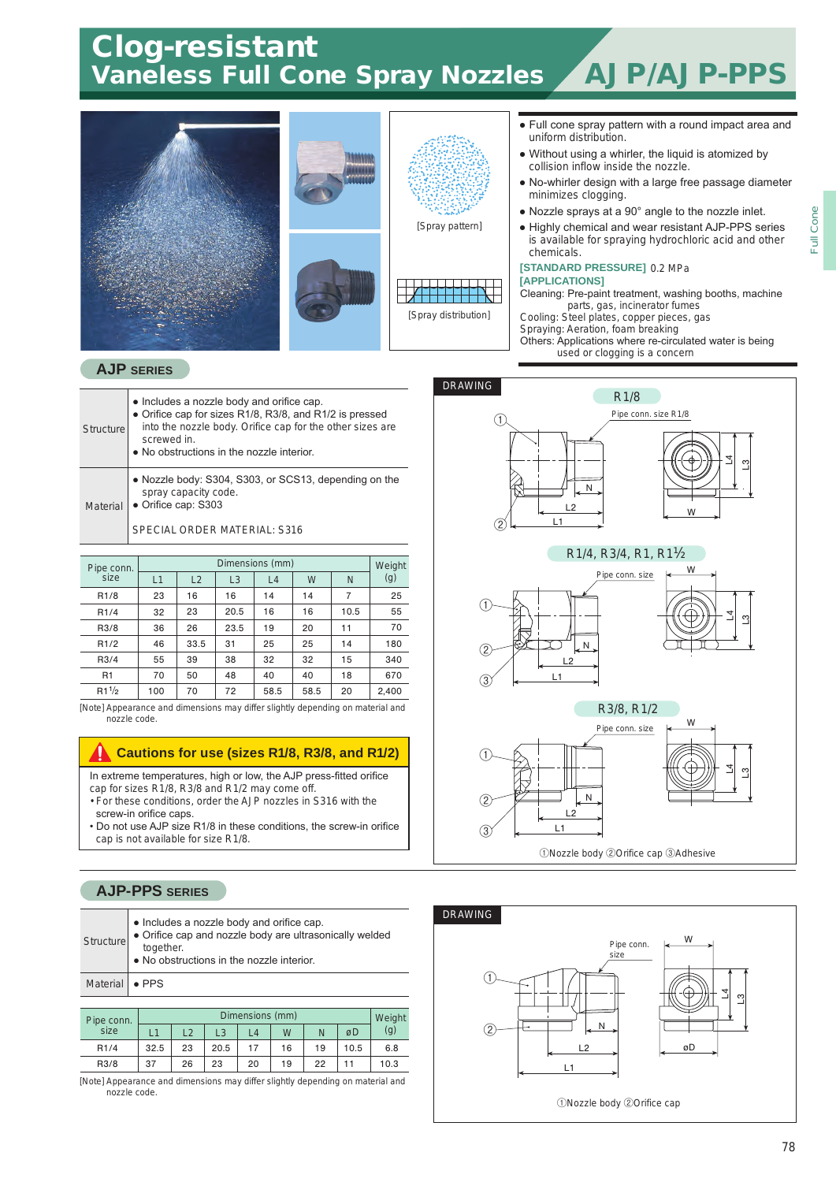# Clog-resistant Vaneless Full Cone Spray Nozzles AJP/AJP-PPS

[Spray pattern]

[Spray distribution]

- Full cone spray pattern with a round impact area and uniform distribution.
- Without using a whirler, the liquid is atomized by collision inflow inside the nozzle.
- No-whirler design with a large free passage diameter minimizes clogging.
- Nozzle sprays at a 90° angle to the nozzle inlet.
- Highly chemical and wear resistant AJP-PPS series is available for spraying hydrochloric acid and other chemicals.

**[STANDARD PRESSURE]** 0.2 MPa

**[APPLICATIONS]**

Cleaning: Pre-paint treatment, washing booths, machine parts, gas, incinerator fumes

Cooling: Steel plates, copper pieces, gas

Spraying: Aeration, foam breaking

Others: Applications where re-circulated water is being used or clogging is a concern

## AJP SERIES

| | |
|---|---|
| Structure | • Includes a nozzle body and orifice cap.<br>• Orifice cap for sizes R1/8, R3/8, and R1/2 is pressed into the nozzle body. Orifice cap for the other sizes are screwed in.<br>• No obstructions in the nozzle interior. |
| Material | • Nozzle body: S304, S303, or SCS13, depending on the spray capacity code.<br>• Orifice cap: S303<br><br>SPECIAL ORDER MATERIAL: S316 |

| Pipe conn. size | Dimensions (mm) | | | | | | Weight (g) |
|---|---|---|---|---|---|---|---|
| | L1 | L2 | L3 | L4 | W | N | |
| R1/8 | 23 | 16 | 16 | 14 | 14 | 7 | 25 |
| R1/4 | 32 | 23 | 20.5 | 16 | 16 | 10.5 | 55 |
| R3/8 | 36 | 26 | 23.5 | 19 | 20 | 11 | 70 |
| R1/2 | 46 | 33.5 | 31 | 25 | 25 | 14 | 180 |
| R3/4 | 55 | 39 | 38 | 32 | 32 | 15 | 340 |
| R1 | 70 | 50 | 48 | 40 | 40 | 18 | 670 |
| R1½ | 100 | 70 | 72 | 58.5 | 58.5 | 20 | 2,400 |

[Note] Appearance and dimensions may differ slightly depending on material and nozzle code.

### Cautions for use (sizes R1/8, R3/8, and R1/2)

In extreme temperatures, high or low, the AJP press-fitted orifice cap for sizes R1/8, R3/8 and R1/2 may come off.

- For these conditions, order the AJP nozzles in S316 with the screw-in orifice caps.
- Do not use AJP size R1/8 in these conditions, the screw-in orifice cap is not available for size R1/8.

DRAWING

R1/8 — Pipe conn. size R1/8

R1/4, R3/4, R1, R1½ — Pipe conn. size

R3/8, R1/2 — Pipe conn. size

①Nozzle body ②Orifice cap ③Adhesive

## AJP-PPS SERIES

| | |
|---|---|
| Structure | • Includes a nozzle body and orifice cap.<br>• Orifice cap and nozzle body are ultrasonically welded together.<br>• No obstructions in the nozzle interior. |
| Material | • PPS |

| Pipe conn. size | Dimensions (mm) | | | | | | | Weight (g) |
|---|---|---|---|---|---|---|---|---|
| | L1 | L2 | L3 | L4 | W | N | øD | |
| R1/4 | 32.5 | 23 | 20.5 | 17 | 16 | 19 | 10.5 | 6.8 |
| R3/8 | 37 | 26 | 23 | 20 | 19 | 22 | 11 | 10.3 |

[Note] Appearance and dimensions may differ slightly depending on material and nozzle code.

DRAWING

①Nozzle body ②Orifice cap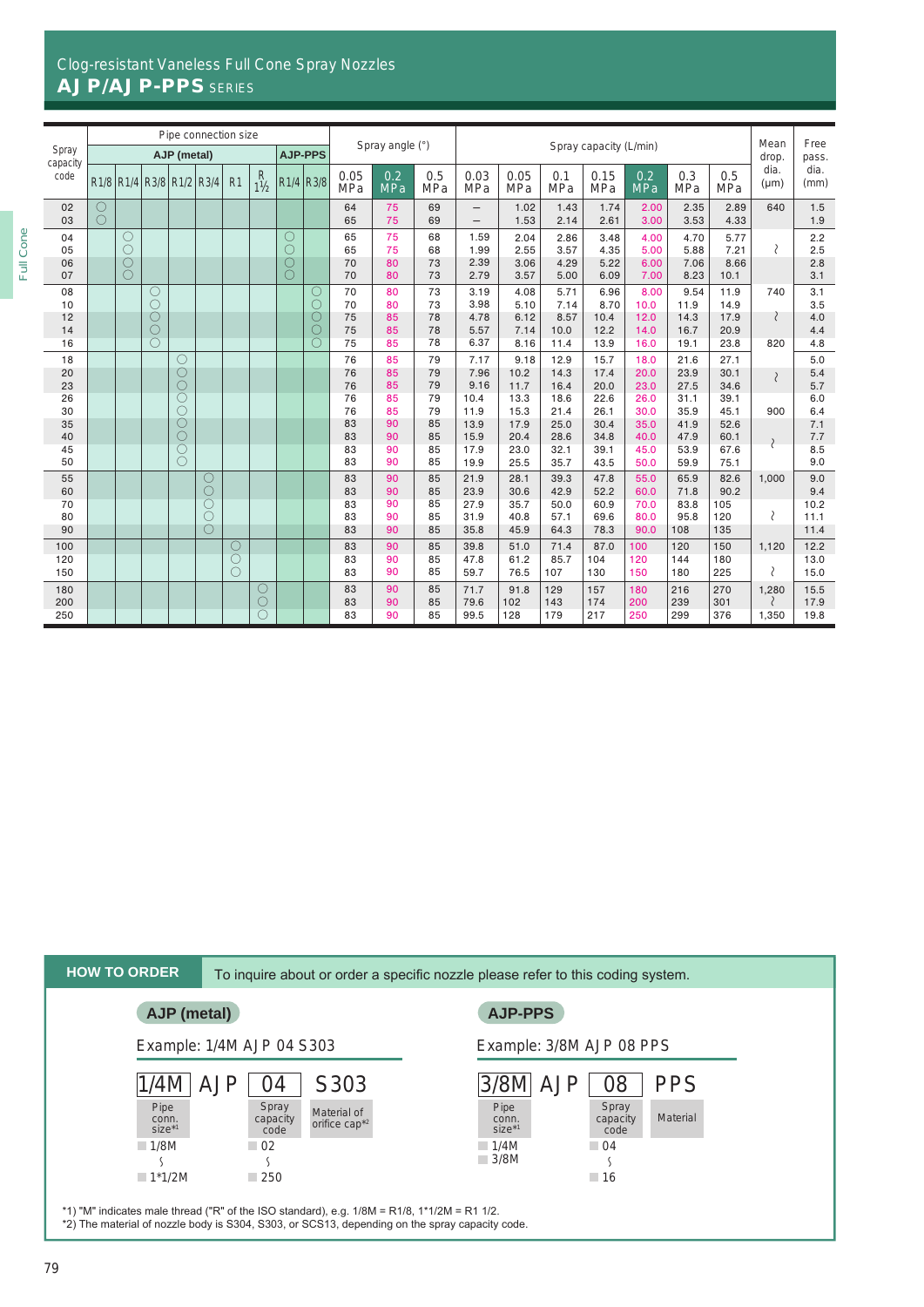# Clog-resistant Vaneless Full Cone Spray Nozzles

## AJP/AJP-PPS SERIES

| Spray capacity code | Pipe connection size AJP (metal) R1/8 | R1/4 | R3/8 | R1/2 | R3/4 | R1 | R 1½ | AJP-PPS R1/4 | R3/8 | Spray angle (°) 0.05 MPa | 0.2 MPa | 0.5 MPa | Spray capacity (L/min) 0.03 MPa | 0.05 MPa | 0.1 MPa | 0.15 MPa | 0.2 MPa | 0.3 MPa | 0.5 MPa | Mean drop. dia. (μm) | Free pass. dia. (mm) |
|---|---|---|---|---|---|---|---|---|---|---|---|---|---|---|---|---|---|---|---|---|---|
| 02 | ○ | | | | | | | | | 64 | 75 | 69 | – | 1.02 | 1.43 | 1.74 | 2.00 | 2.35 | 2.89 | 640 | 1.5 |
| 03 | ○ | | | | | | | | | 65 | 75 | 69 | – | 1.53 | 2.14 | 2.61 | 3.00 | 3.53 | 4.33 | | 1.9 |
| 04 | | ○ | | | | | | ○ | | 65 | 75 | 68 | 1.59 | 2.04 | 2.86 | 3.48 | 4.00 | 4.70 | 5.77 | | 2.2 |
| 05 | | ○ | | | | | | ○ | | 65 | 75 | 68 | 1.99 | 2.55 | 3.57 | 4.35 | 5.00 | 5.88 | 7.21 | ≀ | 2.5 |
| 06 | | ○ | | | | | | ○ | | 70 | 80 | 73 | 2.39 | 3.06 | 4.29 | 5.22 | 6.00 | 7.06 | 8.66 | | 2.8 |
| 07 | | ○ | | | | | | ○ | | 70 | 80 | 73 | 2.79 | 3.57 | 5.00 | 6.09 | 7.00 | 8.23 | 10.1 | | 3.1 |
| 08 | | | ○ | | | | | | ○ | 70 | 80 | 73 | 3.19 | 4.08 | 5.71 | 6.96 | 8.00 | 9.54 | 11.9 | 740 | 3.1 |
| 10 | | | ○ | | | | | | ○ | 70 | 80 | 73 | 3.98 | 5.10 | 7.14 | 8.70 | 10.0 | 11.9 | 14.9 | | 3.5 |
| 12 | | | ○ | | | | | | ○ | 75 | 85 | 78 | 4.78 | 6.12 | 8.57 | 10.4 | 12.0 | 14.3 | 17.9 | ≀ | 4.0 |
| 14 | | | ○ | | | | | | ○ | 75 | 85 | 78 | 5.57 | 7.14 | 10.0 | 12.2 | 14.0 | 16.7 | 20.9 | | 4.4 |
| 16 | | | ○ | | | | | | ○ | 75 | 85 | 78 | 6.37 | 8.16 | 11.4 | 13.9 | 16.0 | 19.1 | 23.8 | 820 | 4.8 |
| 18 | | | | ○ | | | | | | 76 | 85 | 79 | 7.17 | 9.18 | 12.9 | 15.7 | 18.0 | 21.6 | 27.1 | | 5.0 |
| 20 | | | | ○ | | | | | | 76 | 85 | 79 | 7.96 | 10.2 | 14.3 | 17.4 | 20.0 | 23.9 | 30.1 | ≀ | 5.4 |
| 23 | | | | ○ | | | | | | 76 | 85 | 79 | 9.16 | 11.7 | 16.4 | 20.0 | 23.0 | 27.5 | 34.6 | | 5.7 |
| 26 | | | | ○ | | | | | | 76 | 85 | 79 | 10.4 | 13.3 | 18.6 | 22.6 | 26.0 | 31.1 | 39.1 | | 6.0 |
| 30 | | | | ○ | | | | | | 76 | 85 | 79 | 11.9 | 15.3 | 21.4 | 26.1 | 30.0 | 35.9 | 45.1 | 900 | 6.4 |
| 35 | | | | ○ | | | | | | 83 | 90 | 85 | 13.9 | 17.9 | 25.0 | 30.4 | 35.0 | 41.9 | 52.6 | | 7.1 |
| 40 | | | | ○ | | | | | | 83 | 90 | 85 | 15.9 | 20.4 | 28.6 | 34.8 | 40.0 | 47.9 | 60.1 | ≀ | 7.7 |
| 45 | | | | ○ | | | | | | 83 | 90 | 85 | 17.9 | 23.0 | 32.1 | 39.1 | 45.0 | 53.9 | 67.6 | | 8.5 |
| 50 | | | | ○ | | | | | | 83 | 90 | 85 | 19.9 | 25.5 | 35.7 | 43.5 | 50.0 | 59.9 | 75.1 | | 9.0 |
| 55 | | | | | ○ | | | | | 83 | 90 | 85 | 21.9 | 28.1 | 39.3 | 47.8 | 55.0 | 65.9 | 82.6 | 1,000 | 9.0 |
| 60 | | | | | ○ | | | | | 83 | 90 | 85 | 23.9 | 30.6 | 42.9 | 52.2 | 60.0 | 71.8 | 90.2 | | 9.4 |
| 70 | | | | | ○ | | | | | 83 | 90 | 85 | 27.9 | 35.7 | 50.0 | 60.9 | 70.0 | 83.8 | 105 | | 10.2 |
| 80 | | | | | ○ | | | | | 83 | 90 | 85 | 31.9 | 40.8 | 57.1 | 69.6 | 80.0 | 95.8 | 120 | ≀ | 11.1 |
| 90 | | | | | ○ | | | | | 83 | 90 | 85 | 35.8 | 45.9 | 64.3 | 78.3 | 90.0 | 108 | 135 | | 11.4 |
| 100 | | | | | | ○ | | | | 83 | 90 | 85 | 39.8 | 51.0 | 71.4 | 87.0 | 100 | 120 | 150 | 1,120 | 12.2 |
| 120 | | | | | | ○ | | | | 83 | 90 | 85 | 47.8 | 61.2 | 85.7 | 104 | 120 | 144 | 180 | | 13.0 |
| 150 | | | | | | ○ | | | | 83 | 90 | 85 | 59.7 | 76.5 | 107 | 130 | 150 | 180 | 225 | ≀ | 15.0 |
| 180 | | | | | | | ○ | | | 83 | 90 | 85 | 71.7 | 91.8 | 129 | 157 | 180 | 216 | 270 | 1,280 | 15.5 |
| 200 | | | | | | | ○ | | | 83 | 90 | 85 | 79.6 | 102 | 143 | 174 | 200 | 239 | 301 | ≀ | 17.9 |
| 250 | | | | | | | ○ | | | 83 | 90 | 85 | 99.5 | 128 | 179 | 217 | 250 | 299 | 376 | 1,350 | 19.8 |

## HOW TO ORDER

To inquire about or order a specific nozzle please refer to this coding system.

### AJP (metal)

Example: 1/4M AJP 04 S303

1/4M AJP 04 S303

- Pipe conn. size[*1]: 1/8M ~ 1*1/2M
- Spray capacity code: 02 ~ 250
- Material of orifice cap[*2]

### AJP-PPS

Example: 3/8M AJP 08 PPS

3/8M AJP 08 PPS

- Pipe conn. size[*1]: 1/4M, 3/8M
- Spray capacity code: 04 ~ 16
- Material

*1) "M" indicates male thread ("R" of the ISO standard), e.g. 1/8M = R1/8, 1*1/2M = R1 1/2.
*2) The material of nozzle body is S304, S303, or SCS13, depending on the spray capacity code.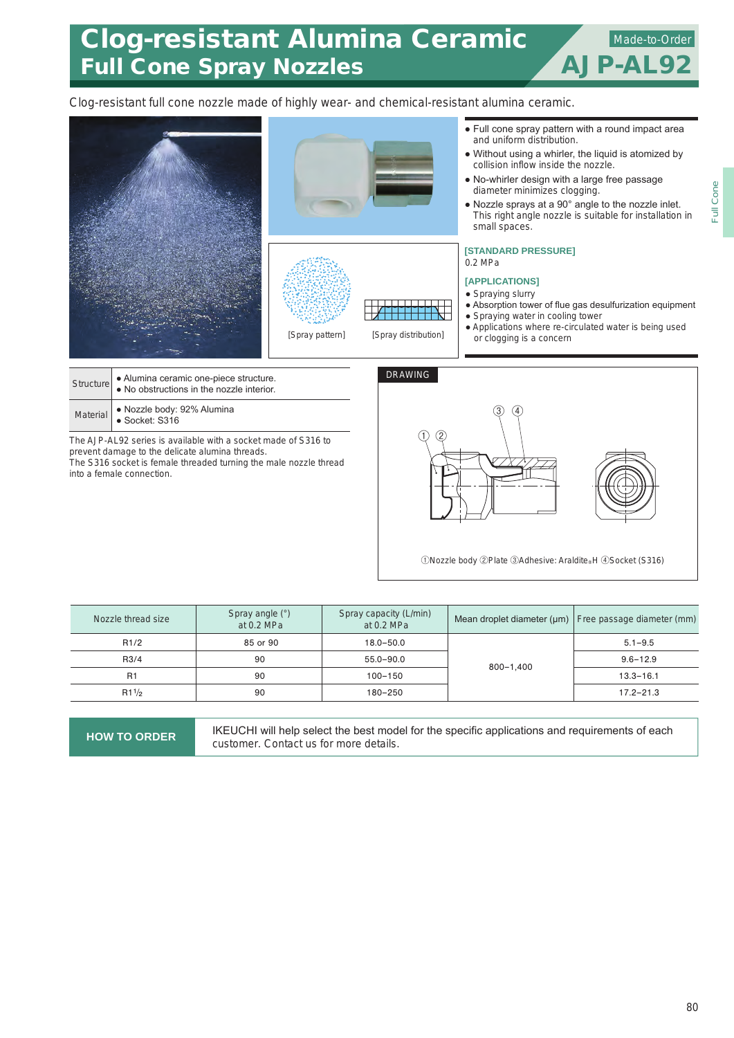# Clog-resistant Alumina Ceramic Full Cone Spray Nozzles

Made-to-Order

## AJP-AL92

Clog-resistant full cone nozzle made of highly wear- and chemical-resistant alumina ceramic.

[Spray pattern] [Spray distribution]

- Full cone spray pattern with a round impact area and uniform distribution.
- Without using a whirler, the liquid is atomized by collision inflow inside the nozzle.
- No-whirler design with a large free passage diameter minimizes clogging.
- Nozzle sprays at a 90° angle to the nozzle inlet. This right angle nozzle is suitable for installation in small spaces.

**[STANDARD PRESSURE]**

0.2 MPa

**[APPLICATIONS]**

- Spraying slurry
- Absorption tower of flue gas desulfurization equipment
- Spraying water in cooling tower
- Applications where re-circulated water is being used or clogging is a concern

| | |
|---|---|
| Structure | ● Alumina ceramic one-piece structure.<br>● No obstructions in the nozzle interior. |
| Material | ● Nozzle body: 92% Alumina<br>● Socket: S316 |

The AJP-AL92 series is available with a socket made of S316 to prevent damage to the delicate alumina threads.
The S316 socket is female threaded turning the male nozzle thread into a female connection.

**DRAWING**

①Nozzle body ②Plate ③Adhesive: Araldite®H ④Socket (S316)

| Nozzle thread size | Spray angle (°) at 0.2 MPa | Spray capacity (L/min) at 0.2 MPa | Mean droplet diameter (μm) | Free passage diameter (mm) |
|---|---|---|---|---|
| R1/2 | 85 or 90 | 18.0–50.0 | 800–1,400 | 5.1–9.5 |
| R3/4 | 90 | 55.0–90.0 | | 9.6–12.9 |
| R1 | 90 | 100–150 | | 13.3–16.1 |
| R1½ | 90 | 180–250 | | 17.2–21.3 |

**HOW TO ORDER**

IKEUCHI will help select the best model for the specific applications and requirements of each customer. Contact us for more details.